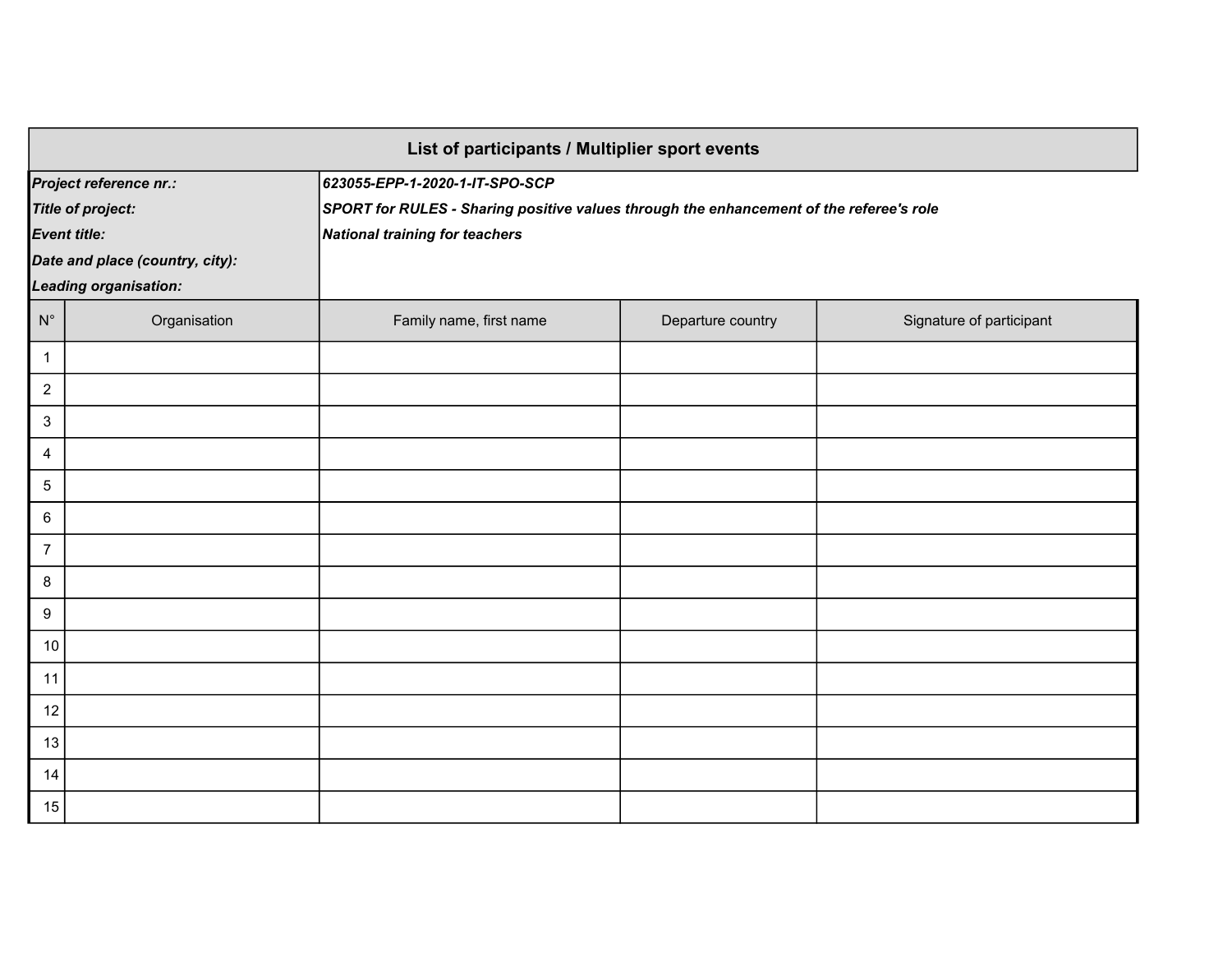## List of participants / Multiplier sport events

| | |
|---|---|
| ***Project reference nr.:*** | ***623055-EPP-1-2020-1-IT-SPO-SCP*** |
| ***Title of project:*** | ***SPORT for RULES - Sharing positive values through the enhancement of the referee's role*** |
| ***Event title:*** | ***National training for teachers*** |
| ***Date and place (country, city):*** | |
| ***Leading organisation:*** | |

| N° | Organisation | Family name, first name | Departure country | Signature of participant |
|---|---|---|---|---|
| 1 | | | | |
| 2 | | | | |
| 3 | | | | |
| 4 | | | | |
| 5 | | | | |
| 6 | | | | |
| 7 | | | | |
| 8 | | | | |
| 9 | | | | |
| 10 | | | | |
| 11 | | | | |
| 12 | | | | |
| 13 | | | | |
| 14 | | | | |
| 15 | | | | |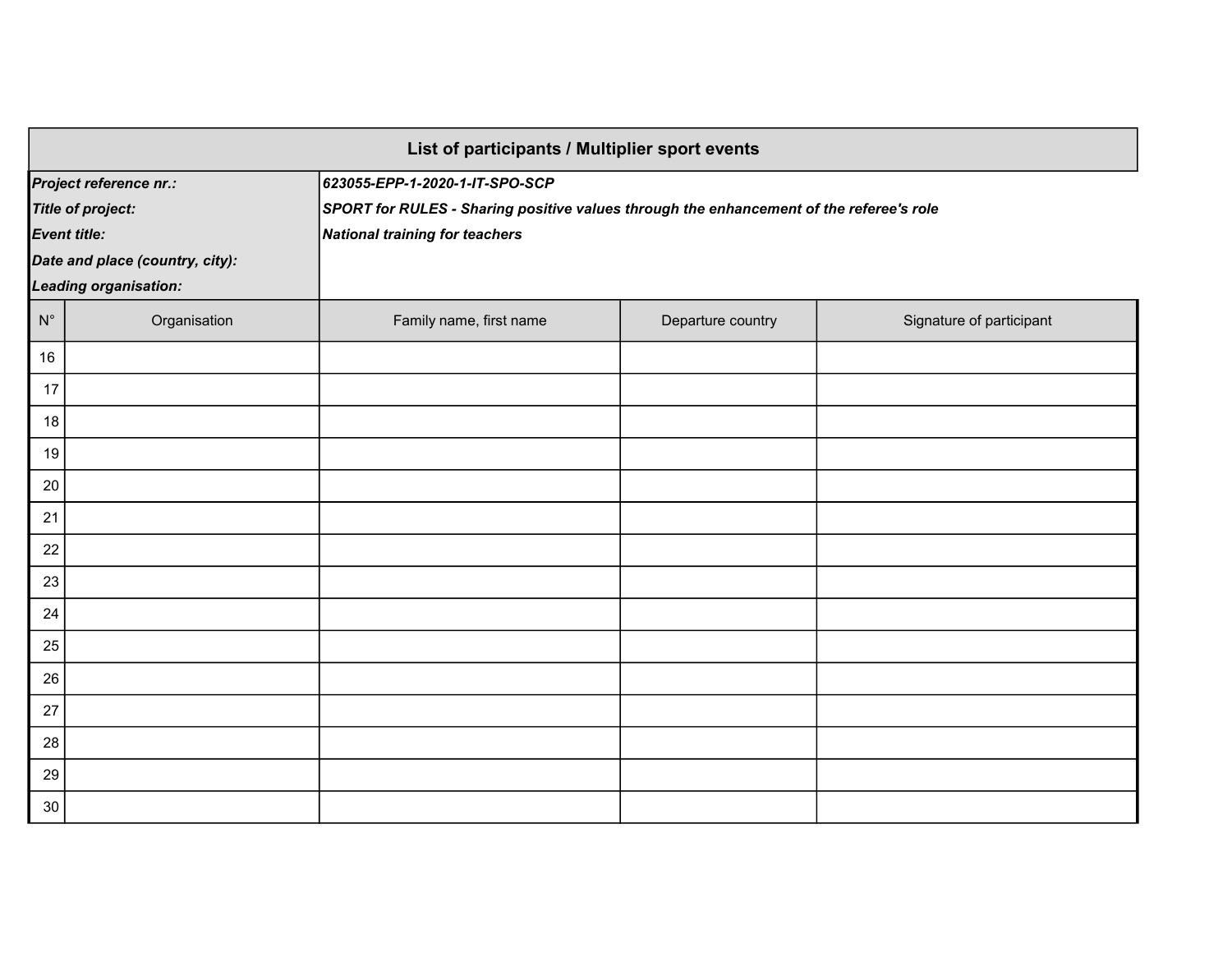## List of participants / Multiplier sport events

| | |
|---|---|
| ***Project reference nr.:*** | ***623055-EPP-1-2020-1-IT-SPO-SCP*** |
| ***Title of project:*** | ***SPORT for RULES - Sharing positive values through the enhancement of the referee's role*** |
| ***Event title:*** | ***National training for teachers*** |
| ***Date and place (country, city):*** | |
| ***Leading organisation:*** | |

| N° | Organisation | Family name, first name | Departure country | Signature of participant |
|---|---|---|---|---|
| 16 | | | | |
| 17 | | | | |
| 18 | | | | |
| 19 | | | | |
| 20 | | | | |
| 21 | | | | |
| 22 | | | | |
| 23 | | | | |
| 24 | | | | |
| 25 | | | | |
| 26 | | | | |
| 27 | | | | |
| 28 | | | | |
| 29 | | | | |
| 30 | | | | |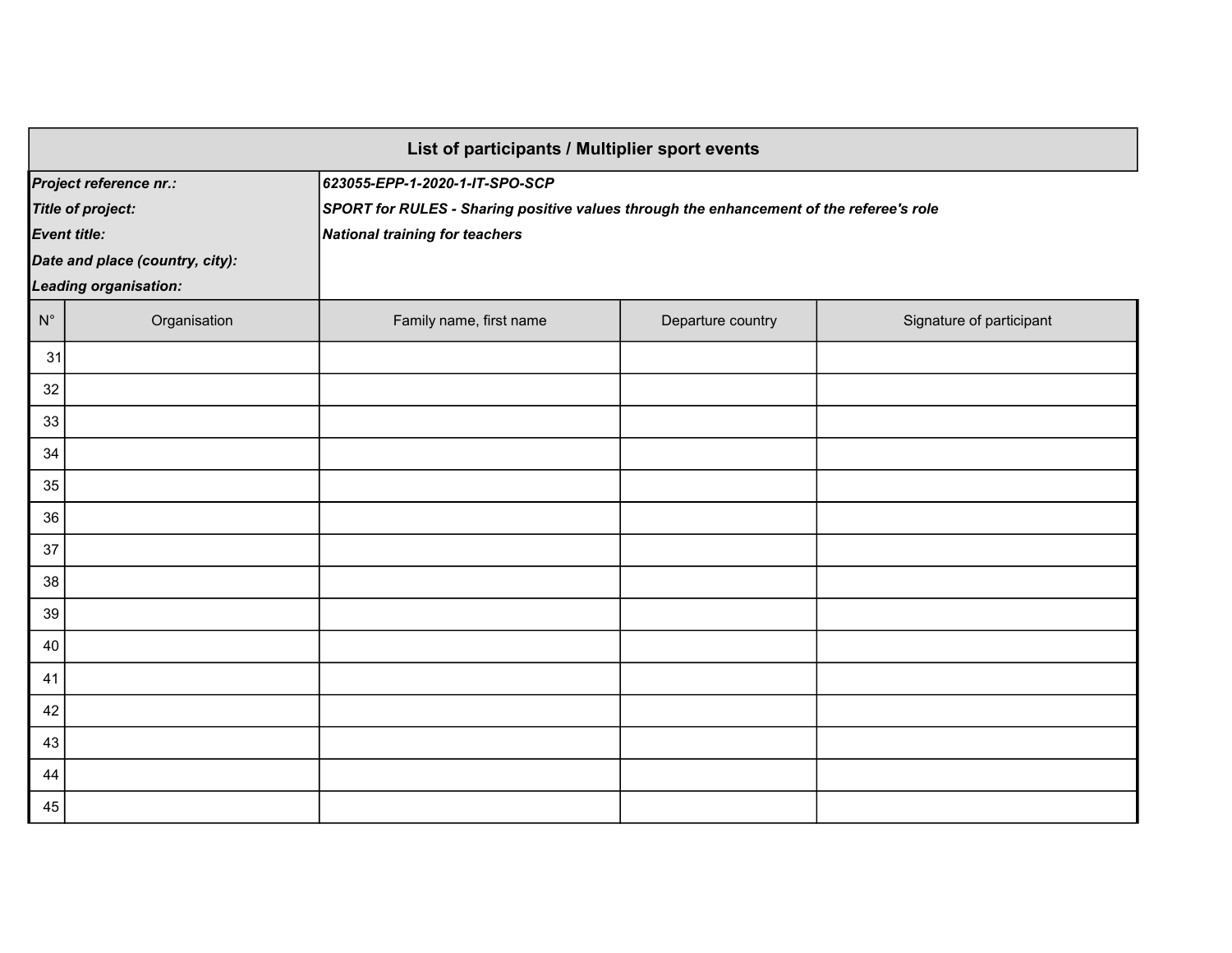## List of participants / Multiplier sport events

| | |
|---|---|
| ***Project reference nr.:*** | ***623055-EPP-1-2020-1-IT-SPO-SCP*** |
| ***Title of project:*** | ***SPORT for RULES - Sharing positive values through the enhancement of the referee's role*** |
| ***Event title:*** | ***National training for teachers*** |
| ***Date and place (country, city):*** | |
| ***Leading organisation:*** | |

| N° | Organisation | Family name, first name | Departure country | Signature of participant |
|---|---|---|---|---|
| 31 | | | | |
| 32 | | | | |
| 33 | | | | |
| 34 | | | | |
| 35 | | | | |
| 36 | | | | |
| 37 | | | | |
| 38 | | | | |
| 39 | | | | |
| 40 | | | | |
| 41 | | | | |
| 42 | | | | |
| 43 | | | | |
| 44 | | | | |
| 45 | | | | |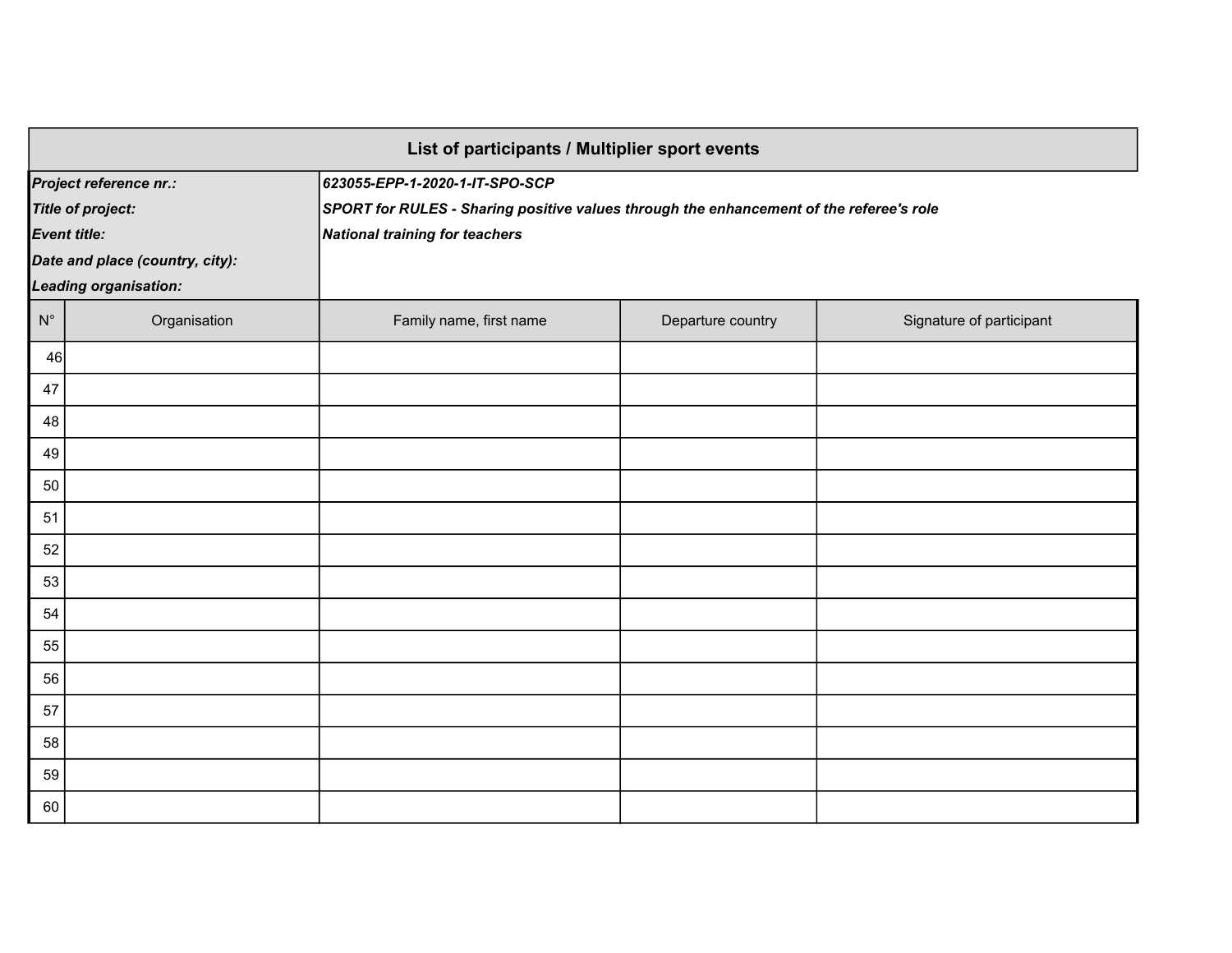## List of participants / Multiplier sport events

| | |
|---|---|
| ***Project reference nr.:*** | ***623055-EPP-1-2020-1-IT-SPO-SCP*** |
| ***Title of project:*** | ***SPORT for RULES - Sharing positive values through the enhancement of the referee's role*** |
| ***Event title:*** | ***National training for teachers*** |
| ***Date and place (country, city):*** | |
| ***Leading organisation:*** | |

| N° | Organisation | Family name, first name | Departure country | Signature of participant |
|---|---|---|---|---|
| 46 | | | | |
| 47 | | | | |
| 48 | | | | |
| 49 | | | | |
| 50 | | | | |
| 51 | | | | |
| 52 | | | | |
| 53 | | | | |
| 54 | | | | |
| 55 | | | | |
| 56 | | | | |
| 57 | | | | |
| 58 | | | | |
| 59 | | | | |
| 60 | | | | |